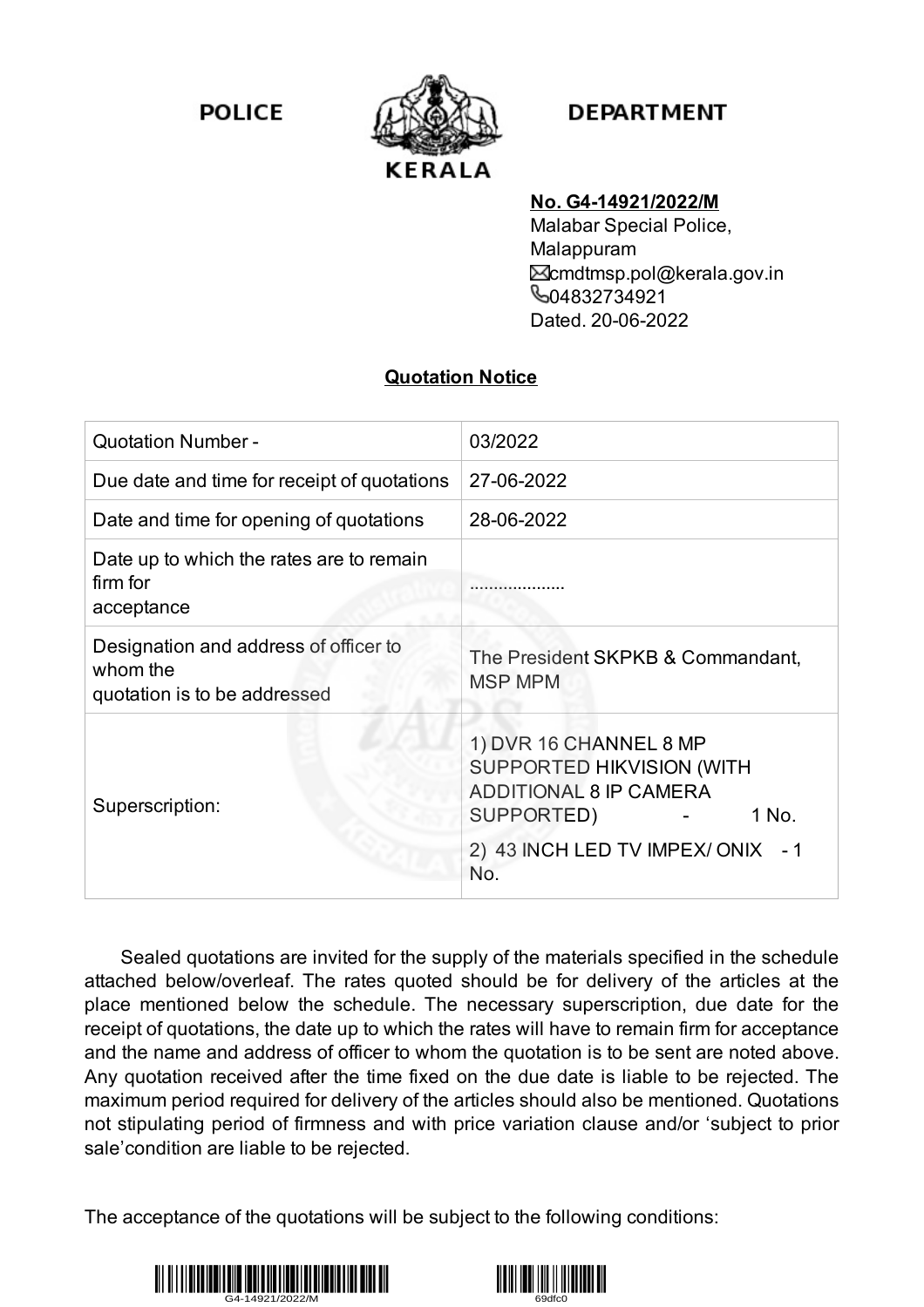POLICE DEPARTMENT

KERALA

**No. G4-14921/2022/M**
Malabar Special Police,
Malappuram
cmdtmsp.pol@kerala.gov.in
04832734921
Dated. 20-06-2022

## Quotation Notice

| | |
|---|---|
| Quotation Number - | 03/2022 |
| Due date and time for receipt of quotations | 27-06-2022 |
| Date and time for opening of quotations | 28-06-2022 |
| Date up to which the rates are to remain firm for acceptance | .................. |
| Designation and address of officer to whom the quotation is to be addressed | The President SKPKB & Commandant, MSP MPM |
| Superscription: | 1) DVR 16 CHANNEL 8 MP SUPPORTED HIKVISION (WITH ADDITIONAL 8 IP CAMERA SUPPORTED) - 1 No.<br>2) 43 INCH LED TV IMPEX/ ONIX - 1 No. |

Sealed quotations are invited for the supply of the materials specified in the schedule attached below/overleaf. The rates quoted should be for delivery of the articles at the place mentioned below the schedule. The necessary superscription, due date for the receipt of quotations, the date up to which the rates will have to remain firm for acceptance and the name and address of officer to whom the quotation is to be sent are noted above. Any quotation received after the time fixed on the due date is liable to be rejected. The maximum period required for delivery of the articles should also be mentioned. Quotations not stipulating period of firmness and with price variation clause and/or 'subject to prior sale'condition are liable to be rejected.

The acceptance of the quotations will be subject to the following conditions: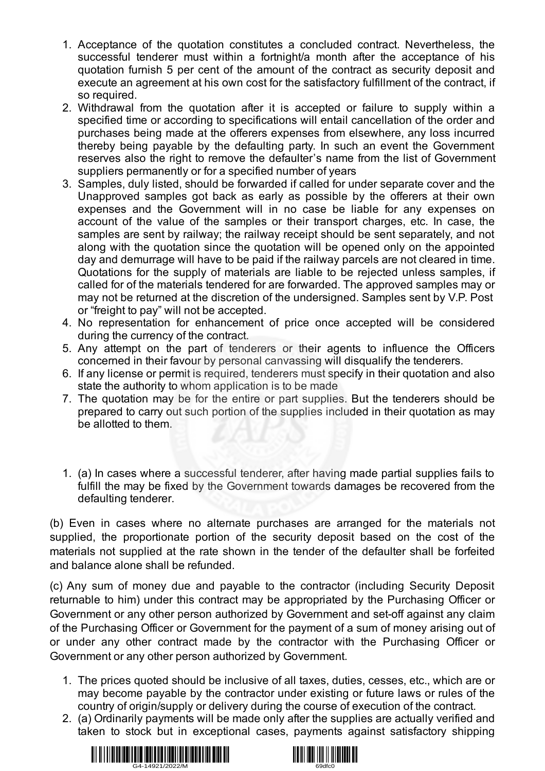1. Acceptance of the quotation constitutes a concluded contract. Nevertheless, the successful tenderer must within a fortnight/a month after the acceptance of his quotation furnish 5 per cent of the amount of the contract as security deposit and execute an agreement at his own cost for the satisfactory fulfillment of the contract, if so required.
2. Withdrawal from the quotation after it is accepted or failure to supply within a specified time or according to specifications will entail cancellation of the order and purchases being made at the offerers expenses from elsewhere, any loss incurred thereby being payable by the defaulting party. In such an event the Government reserves also the right to remove the defaulter's name from the list of Government suppliers permanently or for a specified number of years
3. Samples, duly listed, should be forwarded if called for under separate cover and the Unapproved samples got back as early as possible by the offerers at their own expenses and the Government will in no case be liable for any expenses on account of the value of the samples or their transport charges, etc. In case, the samples are sent by railway; the railway receipt should be sent separately, and not along with the quotation since the quotation will be opened only on the appointed day and demurrage will have to be paid if the railway parcels are not cleared in time. Quotations for the supply of materials are liable to be rejected unless samples, if called for of the materials tendered for are forwarded. The approved samples may or may not be returned at the discretion of the undersigned. Samples sent by V.P. Post or "freight to pay" will not be accepted.
4. No representation for enhancement of price once accepted will be considered during the currency of the contract.
5. Any attempt on the part of tenderers or their agents to influence the Officers concerned in their favour by personal canvassing will disqualify the tenderers.
6. If any license or permit is required, tenderers must specify in their quotation and also state the authority to whom application is to be made
7. The quotation may be for the entire or part supplies. But the tenderers should be prepared to carry out such portion of the supplies included in their quotation as may be allotted to them.

1. (a) In cases where a successful tenderer, after having made partial supplies fails to fulfill the may be fixed by the Government towards damages be recovered from the defaulting tenderer.

(b) Even in cases where no alternate purchases are arranged for the materials not supplied, the proportionate portion of the security deposit based on the cost of the materials not supplied at the rate shown in the tender of the defaulter shall be forfeited and balance alone shall be refunded.

(c) Any sum of money due and payable to the contractor (including Security Deposit returnable to him) under this contract may be appropriated by the Purchasing Officer or Government or any other person authorized by Government and set-off against any claim of the Purchasing Officer or Government for the payment of a sum of money arising out of or under any other contract made by the contractor with the Purchasing Officer or Government or any other person authorized by Government.

1. The prices quoted should be inclusive of all taxes, duties, cesses, etc., which are or may become payable by the contractor under existing or future laws or rules of the country of origin/supply or delivery during the course of execution of the contract.
2. (a) Ordinarily payments will be made only after the supplies are actually verified and taken to stock but in exceptional cases, payments against satisfactory shipping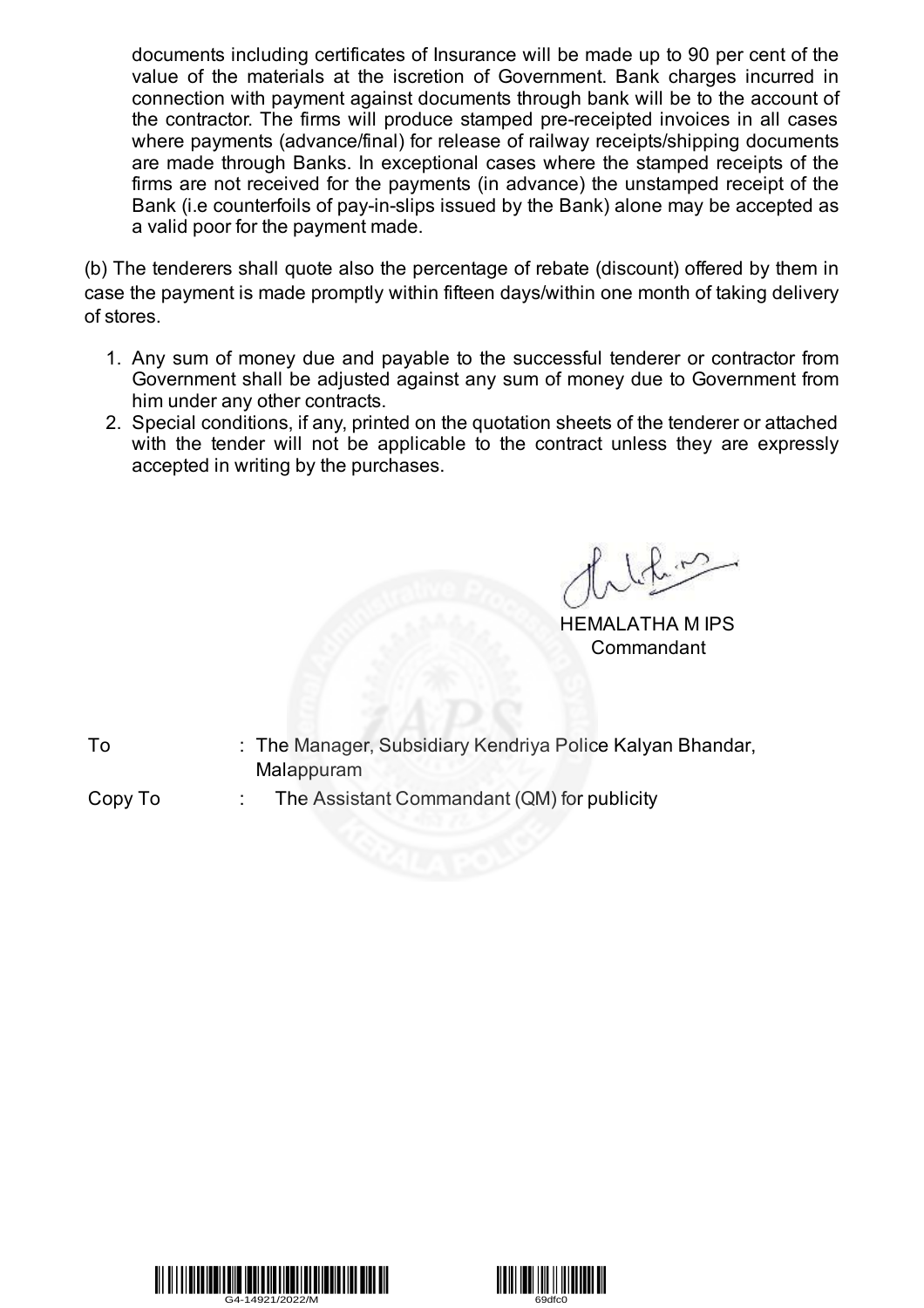documents including certificates of Insurance will be made up to 90 per cent of the value of the materials at the iscretion of Government. Bank charges incurred in connection with payment against documents through bank will be to the account of the contractor. The firms will produce stamped pre-receipted invoices in all cases where payments (advance/final) for release of railway receipts/shipping documents are made through Banks. In exceptional cases where the stamped receipts of the firms are not received for the payments (in advance) the unstamped receipt of the Bank (i.e counterfoils of pay-in-slips issued by the Bank) alone may be accepted as a valid poor for the payment made.

(b) The tenderers shall quote also the percentage of rebate (discount) offered by them in case the payment is made promptly within fifteen days/within one month of taking delivery of stores.

1. Any sum of money due and payable to the successful tenderer or contractor from Government shall be adjusted against any sum of money due to Government from him under any other contracts.
2. Special conditions, if any, printed on the quotation sheets of the tenderer or attached with the tender will not be applicable to the contract unless they are expressly accepted in writing by the purchases.

HEMALATHA M IPS
Commandant

To : The Manager, Subsidiary Kendriya Police Kalyan Bhandar, Malappuram

Copy To : The Assistant Commandant (QM) for publicity

G4-14921/2022/M

69dfc0